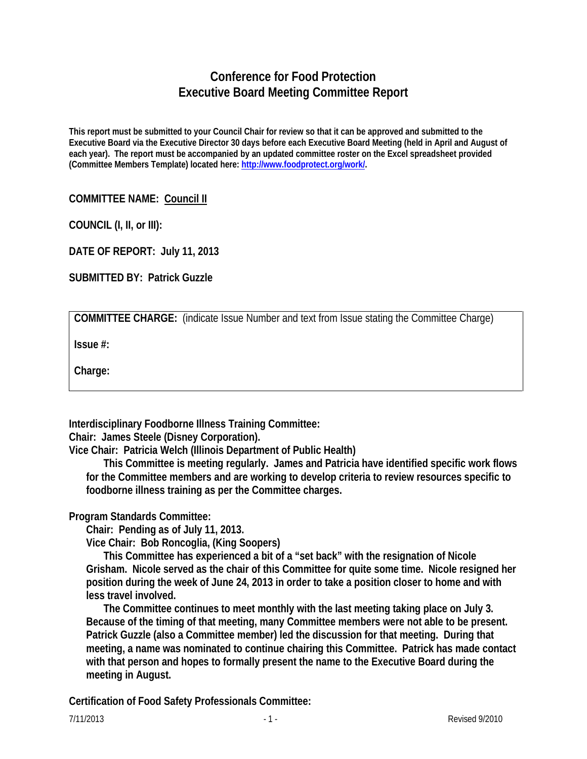# Conference for Food Protection
# Executive Board Meeting Committee Report

**This report must be submitted to your Council Chair for review so that it can be approved and submitted to the Executive Board via the Executive Director 30 days before each Executive Board Meeting (held in April and August of each year). The report must be accompanied by an updated committee roster on the Excel spreadsheet provided (Committee Members Template) located here: [http://www.foodprotect.org/work/](http://www.foodprotect.org/work/).**

**COMMITTEE NAME: Council II**

**COUNCIL (I, II, or III):**

**DATE OF REPORT: July 11, 2013**

**SUBMITTED BY: Patrick Guzzle**

**COMMITTEE CHARGE:** (indicate Issue Number and text from Issue stating the Committee Charge)

**Issue #:**

**Charge:**

**Interdisciplinary Foodborne Illness Training Committee:**
**Chair: James Steele (Disney Corporation).**
**Vice Chair: Patricia Welch (Illinois Department of Public Health)**

**This Committee is meeting regularly. James and Patricia have identified specific work flows for the Committee members and are working to develop criteria to review resources specific to foodborne illness training as per the Committee charges.**

**Program Standards Committee:**

**Chair: Pending as of July 11, 2013.**
**Vice Chair: Bob Roncoglia, (King Soopers)**

**This Committee has experienced a bit of a "set back" with the resignation of Nicole Grisham. Nicole served as the chair of this Committee for quite some time. Nicole resigned her position during the week of June 24, 2013 in order to take a position closer to home and with less travel involved.**

**The Committee continues to meet monthly with the last meeting taking place on July 3. Because of the timing of that meeting, many Committee members were not able to be present. Patrick Guzzle (also a Committee member) led the discussion for that meeting. During that meeting, a name was nominated to continue chairing this Committee. Patrick has made contact with that person and hopes to formally present the name to the Executive Board during the meeting in August.**

**Certification of Food Safety Professionals Committee:**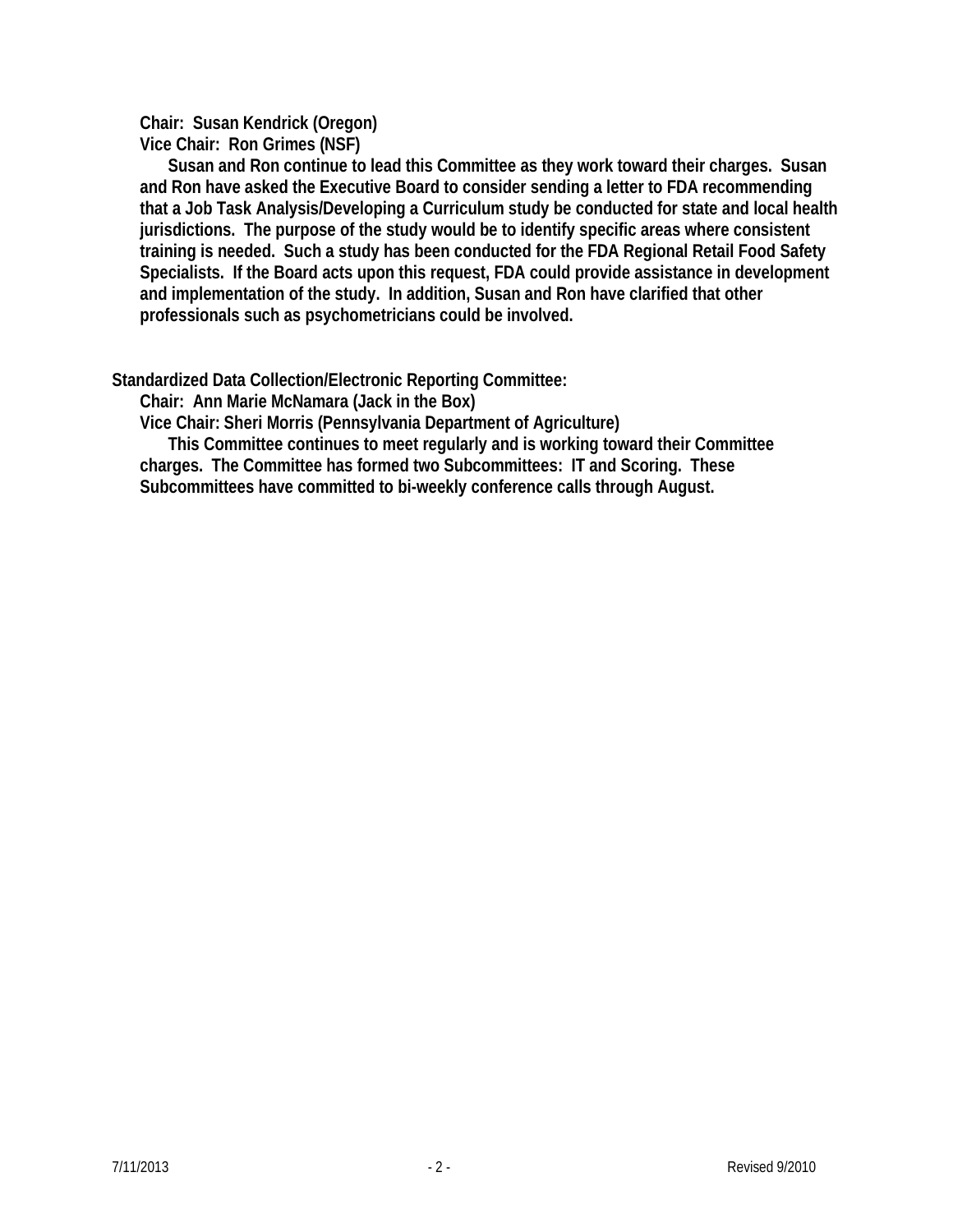**Chair: Susan Kendrick (Oregon)**
**Vice Chair: Ron Grimes (NSF)**

**Susan and Ron continue to lead this Committee as they work toward their charges. Susan and Ron have asked the Executive Board to consider sending a letter to FDA recommending that a Job Task Analysis/Developing a Curriculum study be conducted for state and local health jurisdictions. The purpose of the study would be to identify specific areas where consistent training is needed. Such a study has been conducted for the FDA Regional Retail Food Safety Specialists. If the Board acts upon this request, FDA could provide assistance in development and implementation of the study. In addition, Susan and Ron have clarified that other professionals such as psychometricians could be involved.**

**Standardized Data Collection/Electronic Reporting Committee:**

**Chair: Ann Marie McNamara (Jack in the Box)**
**Vice Chair: Sheri Morris (Pennsylvania Department of Agriculture)**

**This Committee continues to meet regularly and is working toward their Committee charges. The Committee has formed two Subcommittees: IT and Scoring. These Subcommittees have committed to bi-weekly conference calls through August.**